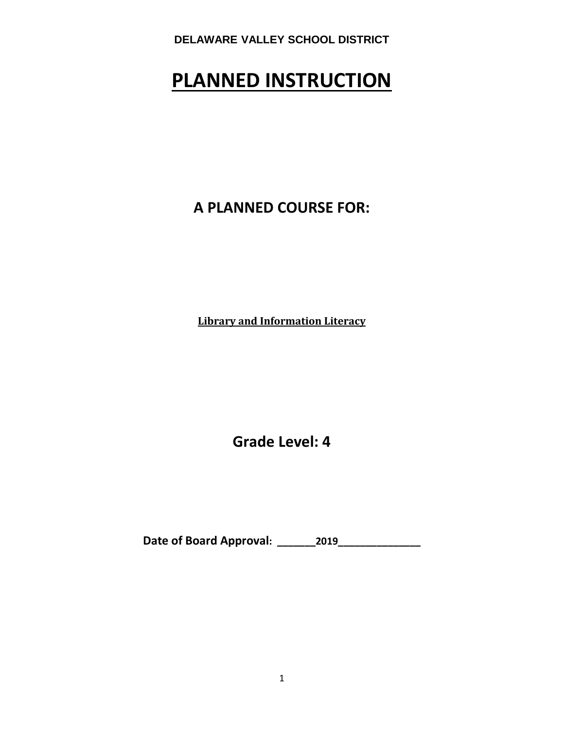**DELAWARE VALLEY SCHOOL DISTRICT**

# PLANNED INSTRUCTION

## A PLANNED COURSE FOR:

**Library and Information Literacy**

## Grade Level: 4

**Date of Board Approval: ______2019______________**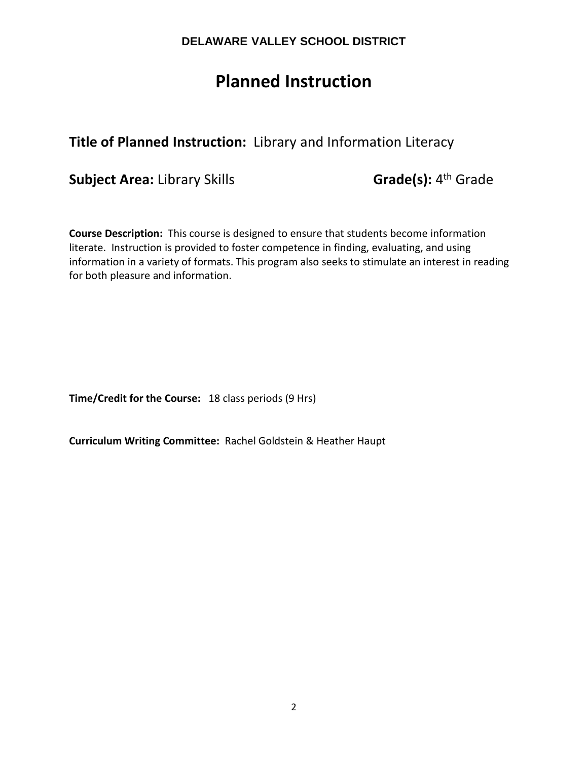**DELAWARE VALLEY SCHOOL DISTRICT**

# Planned Instruction

## Title of Planned Instruction: Library and Information Literacy

**Subject Area:** Library Skills **Grade(s):** 4th Grade

**Course Description:** This course is designed to ensure that students become information literate. Instruction is provided to foster competence in finding, evaluating, and using information in a variety of formats. This program also seeks to stimulate an interest in reading for both pleasure and information.

**Time/Credit for the Course:** 18 class periods (9 Hrs)

**Curriculum Writing Committee:** Rachel Goldstein & Heather Haupt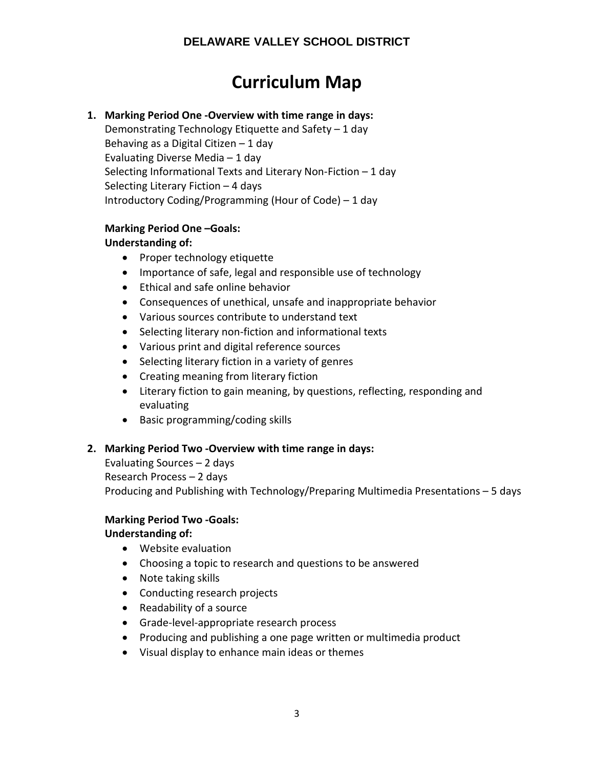# DELAWARE VALLEY SCHOOL DISTRICT

## Curriculum Map

1. **Marking Period One -Overview with time range in days:**
   Demonstrating Technology Etiquette and Safety – 1 day
   Behaving as a Digital Citizen – 1 day
   Evaluating Diverse Media – 1 day
   Selecting Informational Texts and Literary Non-Fiction – 1 day
   Selecting Literary Fiction – 4 days
   Introductory Coding/Programming (Hour of Code) – 1 day

   **Marking Period One –Goals:**
   **Understanding of:**
   - Proper technology etiquette
   - Importance of safe, legal and responsible use of technology
   - Ethical and safe online behavior
   - Consequences of unethical, unsafe and inappropriate behavior
   - Various sources contribute to understand text
   - Selecting literary non-fiction and informational texts
   - Various print and digital reference sources
   - Selecting literary fiction in a variety of genres
   - Creating meaning from literary fiction
   - Literary fiction to gain meaning, by questions, reflecting, responding and evaluating
   - Basic programming/coding skills

2. **Marking Period Two -Overview with time range in days:**
   Evaluating Sources – 2 days
   Research Process – 2 days
   Producing and Publishing with Technology/Preparing Multimedia Presentations – 5 days

   **Marking Period Two -Goals:**
   **Understanding of:**
   - Website evaluation
   - Choosing a topic to research and questions to be answered
   - Note taking skills
   - Conducting research projects
   - Readability of a source
   - Grade-level-appropriate research process
   - Producing and publishing a one page written or multimedia product
   - Visual display to enhance main ideas or themes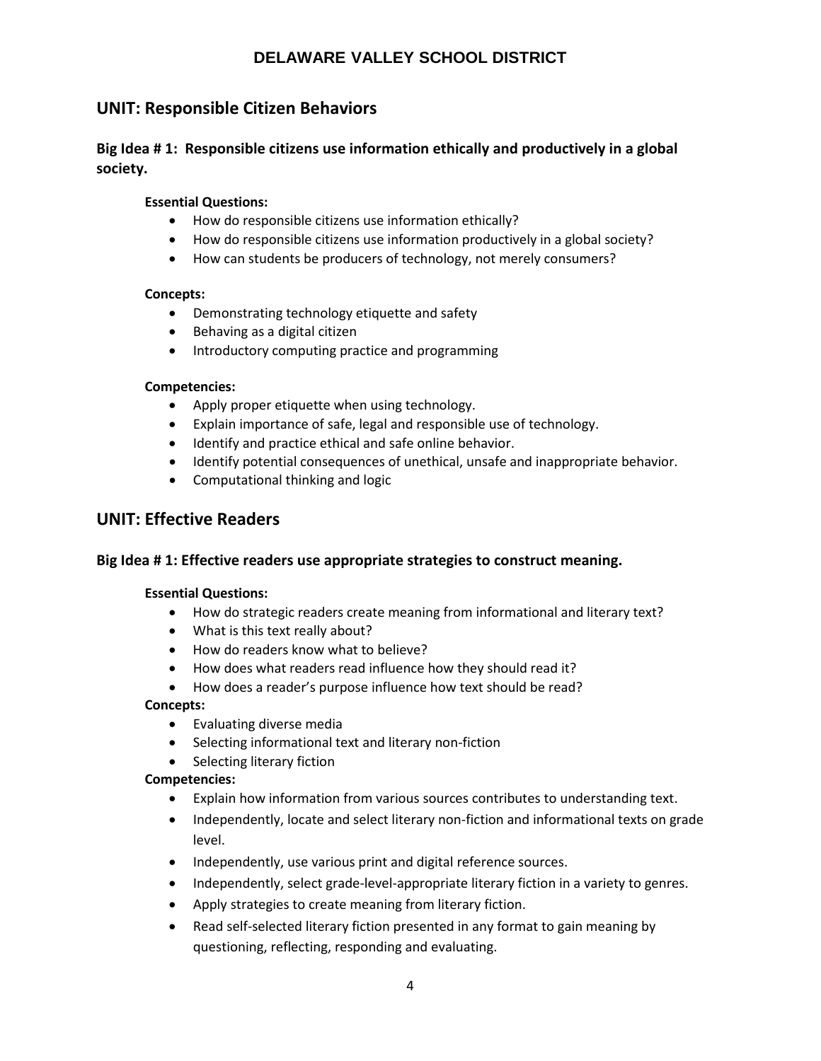## UNIT: Responsible Citizen Behaviors

### Big Idea # 1: Responsible citizens use information ethically and productively in a global society.

**Essential Questions:**

- How do responsible citizens use information ethically?
- How do responsible citizens use information productively in a global society?
- How can students be producers of technology, not merely consumers?

**Concepts:**

- Demonstrating technology etiquette and safety
- Behaving as a digital citizen
- Introductory computing practice and programming

**Competencies:**

- Apply proper etiquette when using technology.
- Explain importance of safe, legal and responsible use of technology.
- Identify and practice ethical and safe online behavior.
- Identify potential consequences of unethical, unsafe and inappropriate behavior.
- Computational thinking and logic

## UNIT: Effective Readers

### Big Idea # 1: Effective readers use appropriate strategies to construct meaning.

**Essential Questions:**

- How do strategic readers create meaning from informational and literary text?
- What is this text really about?
- How do readers know what to believe?
- How does what readers read influence how they should read it?
- How does a reader's purpose influence how text should be read?

**Concepts:**

- Evaluating diverse media
- Selecting informational text and literary non-fiction
- Selecting literary fiction

**Competencies:**

- Explain how information from various sources contributes to understanding text.
- Independently, locate and select literary non-fiction and informational texts on grade level.
- Independently, use various print and digital reference sources.
- Independently, select grade-level-appropriate literary fiction in a variety to genres.
- Apply strategies to create meaning from literary fiction.
- Read self-selected literary fiction presented in any format to gain meaning by questioning, reflecting, responding and evaluating.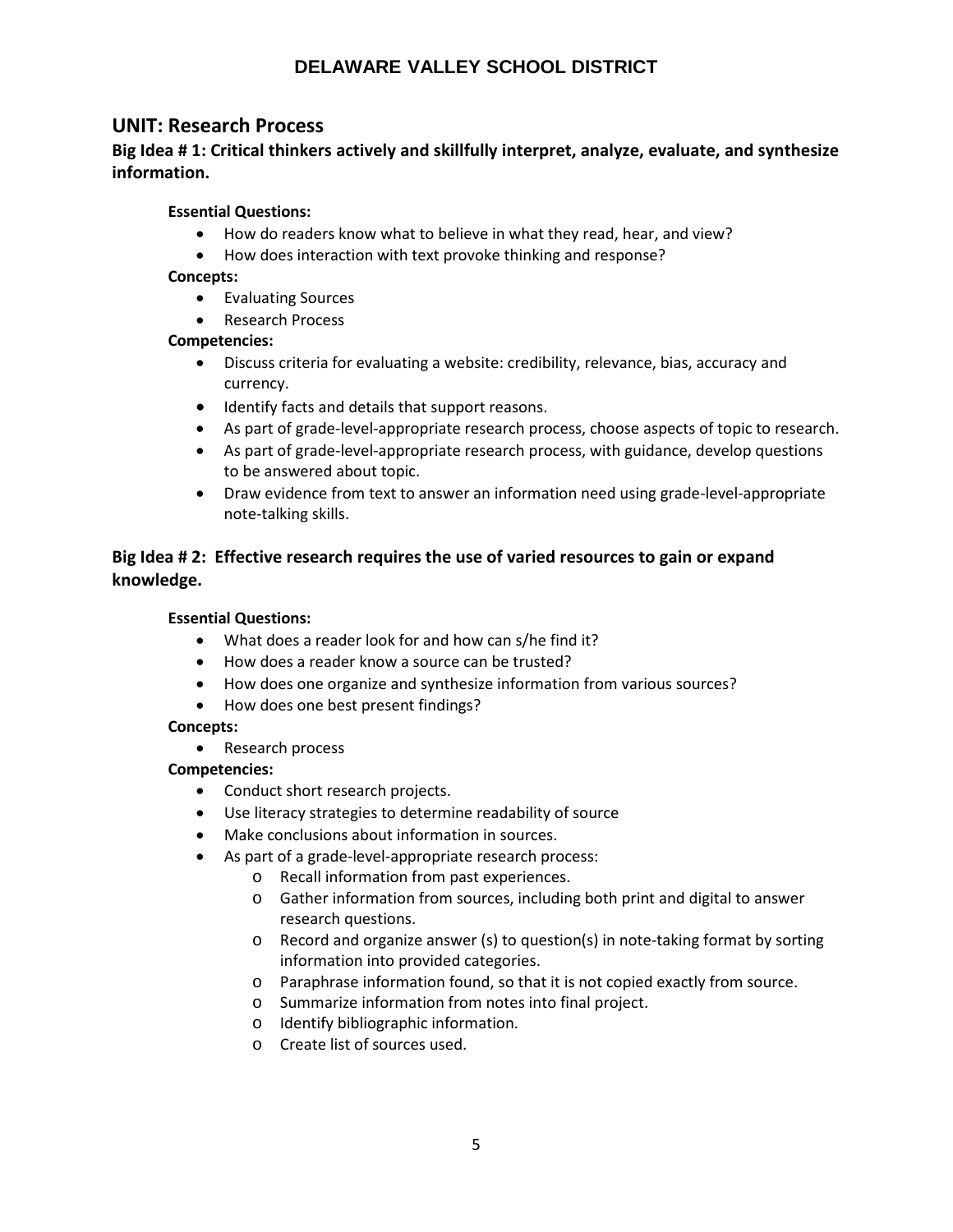# DELAWARE VALLEY SCHOOL DISTRICT

## UNIT: Research Process

### Big Idea # 1: Critical thinkers actively and skillfully interpret, analyze, evaluate, and synthesize information.

**Essential Questions:**

- How do readers know what to believe in what they read, hear, and view?
- How does interaction with text provoke thinking and response?

**Concepts:**

- Evaluating Sources
- Research Process

**Competencies:**

- Discuss criteria for evaluating a website: credibility, relevance, bias, accuracy and currency.
- Identify facts and details that support reasons.
- As part of grade-level-appropriate research process, choose aspects of topic to research.
- As part of grade-level-appropriate research process, with guidance, develop questions to be answered about topic.
- Draw evidence from text to answer an information need using grade-level-appropriate note-talking skills.

### Big Idea # 2: Effective research requires the use of varied resources to gain or expand knowledge.

**Essential Questions:**

- What does a reader look for and how can s/he find it?
- How does a reader know a source can be trusted?
- How does one organize and synthesize information from various sources?
- How does one best present findings?

**Concepts:**

- Research process

**Competencies:**

- Conduct short research projects.
- Use literacy strategies to determine readability of source
- Make conclusions about information in sources.
- As part of a grade-level-appropriate research process:
  - Recall information from past experiences.
  - Gather information from sources, including both print and digital to answer research questions.
  - Record and organize answer (s) to question(s) in note-taking format by sorting information into provided categories.
  - Paraphrase information found, so that it is not copied exactly from source.
  - Summarize information from notes into final project.
  - Identify bibliographic information.
  - Create list of sources used.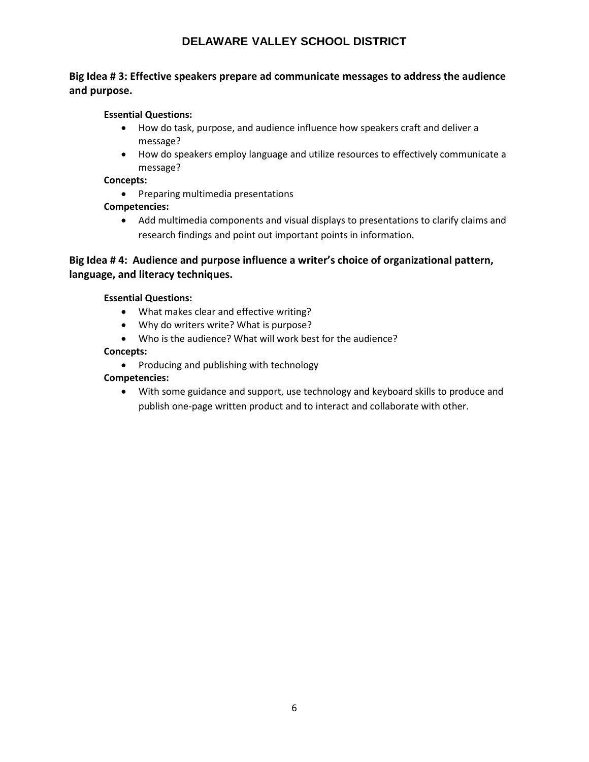**Big Idea # 3: Effective speakers prepare ad communicate messages to address the audience and purpose.**

**Essential Questions:**

- How do task, purpose, and audience influence how speakers craft and deliver a message?
- How do speakers employ language and utilize resources to effectively communicate a message?

**Concepts:**

- Preparing multimedia presentations

**Competencies:**

- Add multimedia components and visual displays to presentations to clarify claims and research findings and point out important points in information.

**Big Idea # 4: Audience and purpose influence a writer's choice of organizational pattern, language, and literacy techniques.**

**Essential Questions:**

- What makes clear and effective writing?
- Why do writers write? What is purpose?
- Who is the audience? What will work best for the audience?

**Concepts:**

- Producing and publishing with technology

**Competencies:**

- With some guidance and support, use technology and keyboard skills to produce and publish one-page written product and to interact and collaborate with other.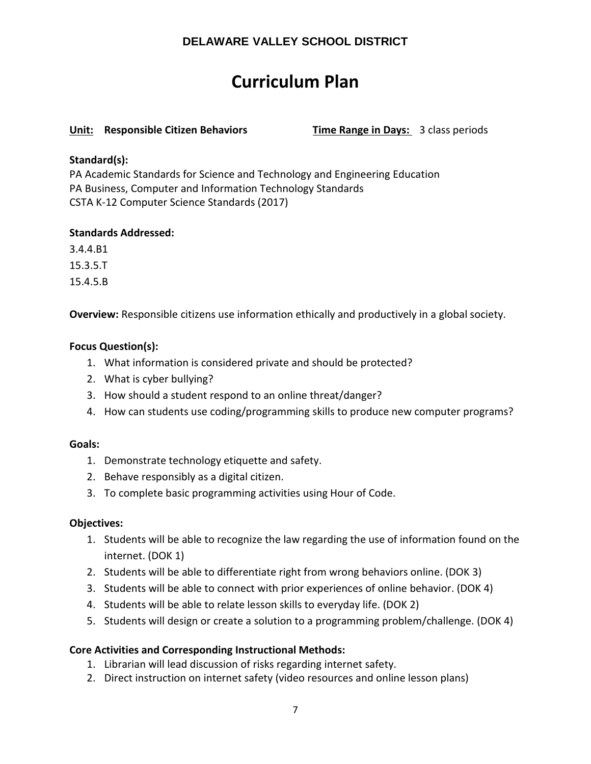**DELAWARE VALLEY SCHOOL DISTRICT**

# Curriculum Plan

**Unit: Responsible Citizen Behaviors** **Time Range in Days:** 3 class periods

**Standard(s):**
PA Academic Standards for Science and Technology and Engineering Education
PA Business, Computer and Information Technology Standards
CSTA K-12 Computer Science Standards (2017)

**Standards Addressed:**

3.4.4.B1

15.3.5.T

15.4.5.B

**Overview:** Responsible citizens use information ethically and productively in a global society.

**Focus Question(s):**

1. What information is considered private and should be protected?
2. What is cyber bullying?
3. How should a student respond to an online threat/danger?
4. How can students use coding/programming skills to produce new computer programs?

**Goals:**

1. Demonstrate technology etiquette and safety.
2. Behave responsibly as a digital citizen.
3. To complete basic programming activities using Hour of Code.

**Objectives:**

1. Students will be able to recognize the law regarding the use of information found on the internet. (DOK 1)
2. Students will be able to differentiate right from wrong behaviors online. (DOK 3)
3. Students will be able to connect with prior experiences of online behavior. (DOK 4)
4. Students will be able to relate lesson skills to everyday life. (DOK 2)
5. Students will design or create a solution to a programming problem/challenge. (DOK 4)

**Core Activities and Corresponding Instructional Methods:**

1. Librarian will lead discussion of risks regarding internet safety.
2. Direct instruction on internet safety (video resources and online lesson plans)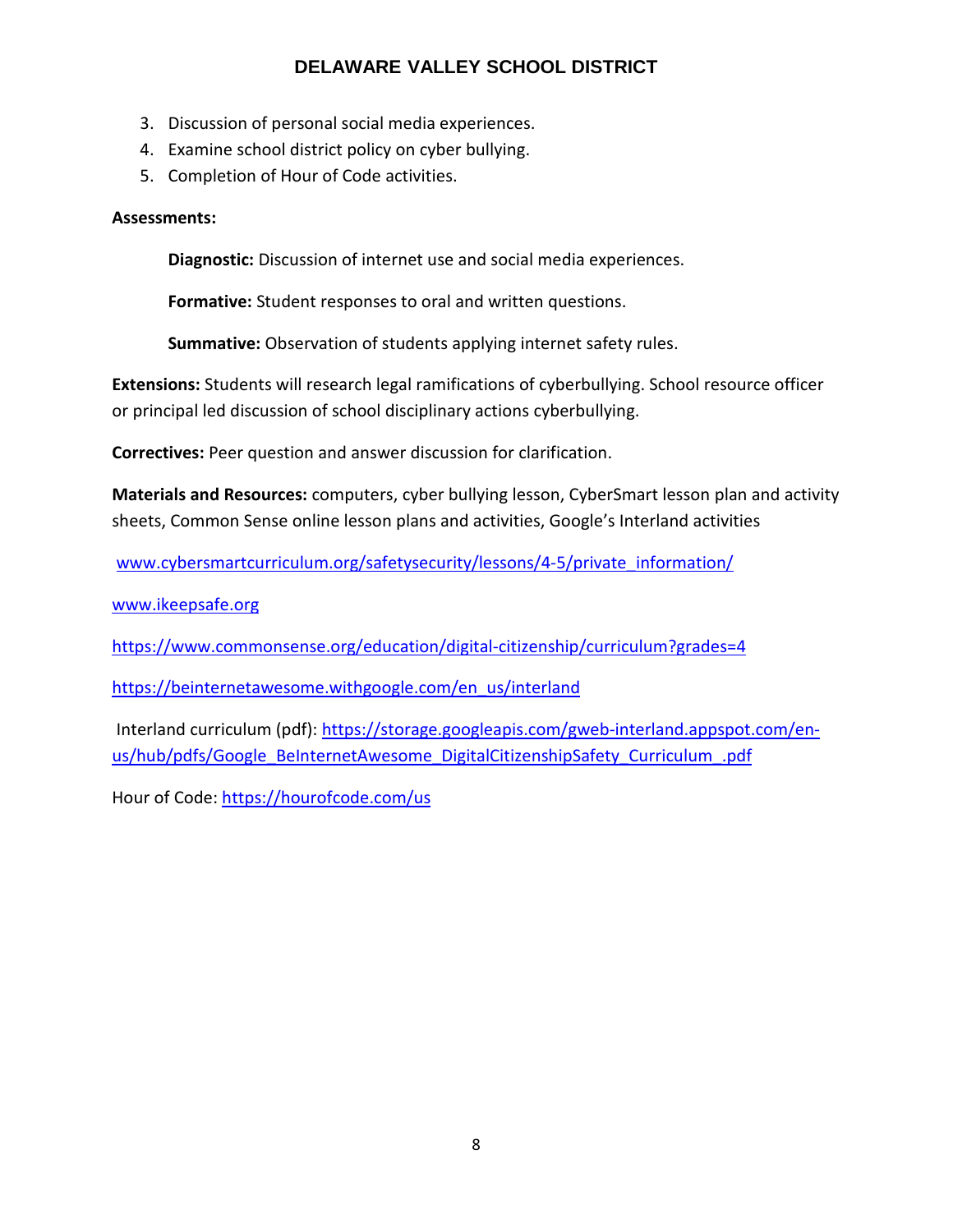3. Discussion of personal social media experiences.
4. Examine school district policy on cyber bullying.
5. Completion of Hour of Code activities.

**Assessments:**

**Diagnostic:** Discussion of internet use and social media experiences.

**Formative:** Student responses to oral and written questions.

**Summative:** Observation of students applying internet safety rules.

**Extensions:** Students will research legal ramifications of cyberbullying. School resource officer or principal led discussion of school disciplinary actions cyberbullying.

**Correctives:** Peer question and answer discussion for clarification.

**Materials and Resources:** computers, cyber bullying lesson, CyberSmart lesson plan and activity sheets, Common Sense online lesson plans and activities, Google's Interland activities

www.cybersmartcurriculum.org/safetysecurity/lessons/4-5/private_information/

www.ikeepsafe.org

https://www.commonsense.org/education/digital-citizenship/curriculum?grades=4

https://beinternetawesome.withgoogle.com/en_us/interland

Interland curriculum (pdf): https://storage.googleapis.com/gweb-interland.appspot.com/en-us/hub/pdfs/Google_BeInternetAwesome_DigitalCitizenshipSafety_Curriculum_.pdf

Hour of Code: https://hourofcode.com/us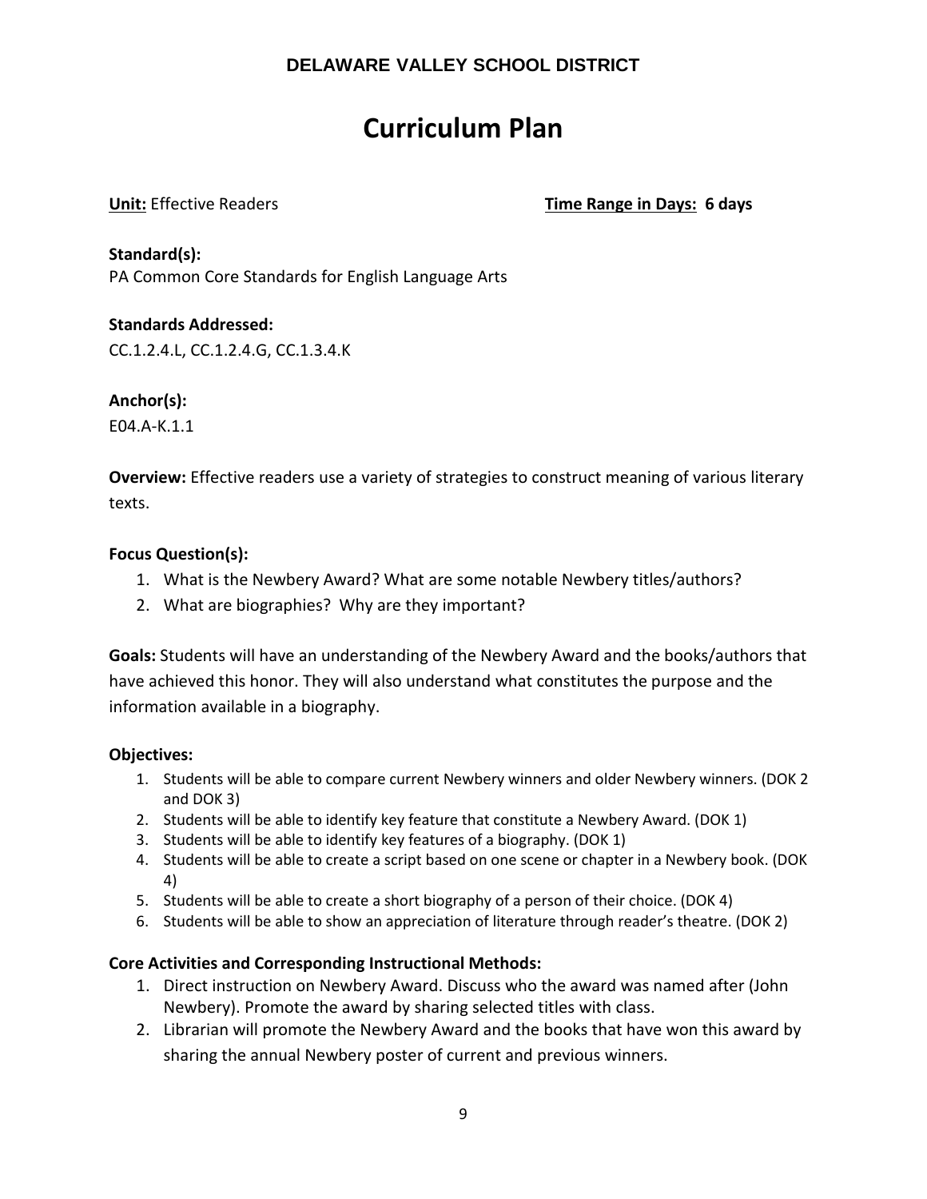**DELAWARE VALLEY SCHOOL DISTRICT**

# Curriculum Plan

**Unit:** Effective Readers **Time Range in Days: 6 days**

**Standard(s):**
PA Common Core Standards for English Language Arts

**Standards Addressed:**
CC.1.2.4.L, CC.1.2.4.G, CC.1.3.4.K

**Anchor(s):**
E04.A-K.1.1

**Overview:** Effective readers use a variety of strategies to construct meaning of various literary texts.

**Focus Question(s):**

1. What is the Newbery Award? What are some notable Newbery titles/authors?
2. What are biographies? Why are they important?

**Goals:** Students will have an understanding of the Newbery Award and the books/authors that have achieved this honor. They will also understand what constitutes the purpose and the information available in a biography.

**Objectives:**

1. Students will be able to compare current Newbery winners and older Newbery winners. (DOK 2 and DOK 3)
2. Students will be able to identify key feature that constitute a Newbery Award. (DOK 1)
3. Students will be able to identify key features of a biography. (DOK 1)
4. Students will be able to create a script based on one scene or chapter in a Newbery book. (DOK 4)
5. Students will be able to create a short biography of a person of their choice. (DOK 4)
6. Students will be able to show an appreciation of literature through reader's theatre. (DOK 2)

**Core Activities and Corresponding Instructional Methods:**

1. Direct instruction on Newbery Award. Discuss who the award was named after (John Newbery). Promote the award by sharing selected titles with class.
2. Librarian will promote the Newbery Award and the books that have won this award by sharing the annual Newbery poster of current and previous winners.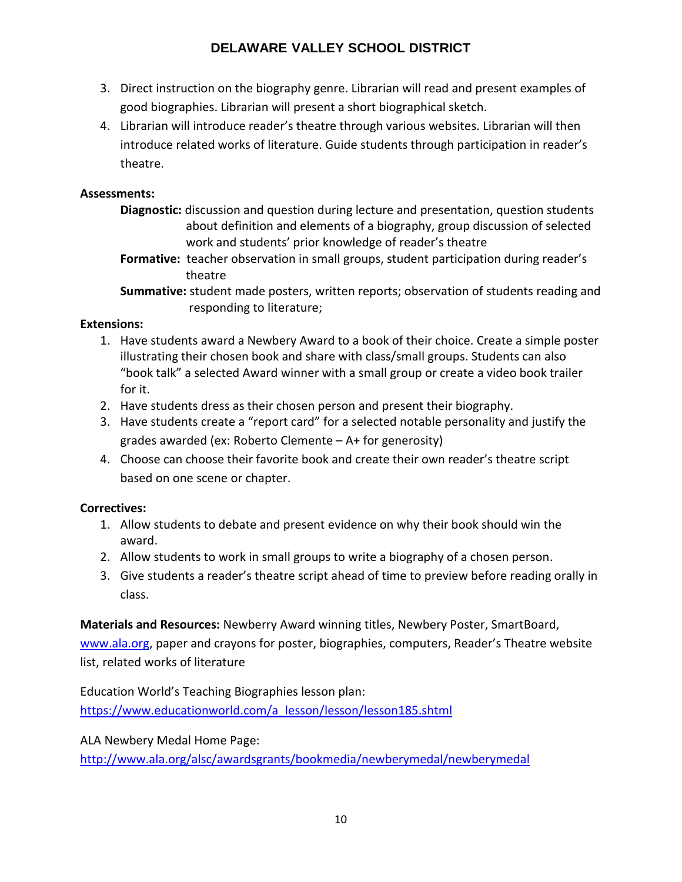3. Direct instruction on the biography genre. Librarian will read and present examples of good biographies. Librarian will present a short biographical sketch.
4. Librarian will introduce reader's theatre through various websites. Librarian will then introduce related works of literature. Guide students through participation in reader's theatre.

**Assessments:**

**Diagnostic:** discussion and question during lecture and presentation, question students about definition and elements of a biography, group discussion of selected work and students' prior knowledge of reader's theatre

**Formative:** teacher observation in small groups, student participation during reader's theatre

**Summative:** student made posters, written reports; observation of students reading and responding to literature;

**Extensions:**

1. Have students award a Newbery Award to a book of their choice. Create a simple poster illustrating their chosen book and share with class/small groups. Students can also "book talk" a selected Award winner with a small group or create a video book trailer for it.
2. Have students dress as their chosen person and present their biography.
3. Have students create a "report card" for a selected notable personality and justify the grades awarded (ex: Roberto Clemente – A+ for generosity)
4. Choose can choose their favorite book and create their own reader's theatre script based on one scene or chapter.

**Correctives:**

1. Allow students to debate and present evidence on why their book should win the award.
2. Allow students to work in small groups to write a biography of a chosen person.
3. Give students a reader's theatre script ahead of time to preview before reading orally in class.

**Materials and Resources:** Newberry Award winning titles, Newbery Poster, SmartBoard, www.ala.org, paper and crayons for poster, biographies, computers, Reader's Theatre website list, related works of literature

Education World's Teaching Biographies lesson plan:
https://www.educationworld.com/a_lesson/lesson/lesson185.shtml

ALA Newbery Medal Home Page:
http://www.ala.org/alsc/awardsgrants/bookmedia/newberymedal/newberymedal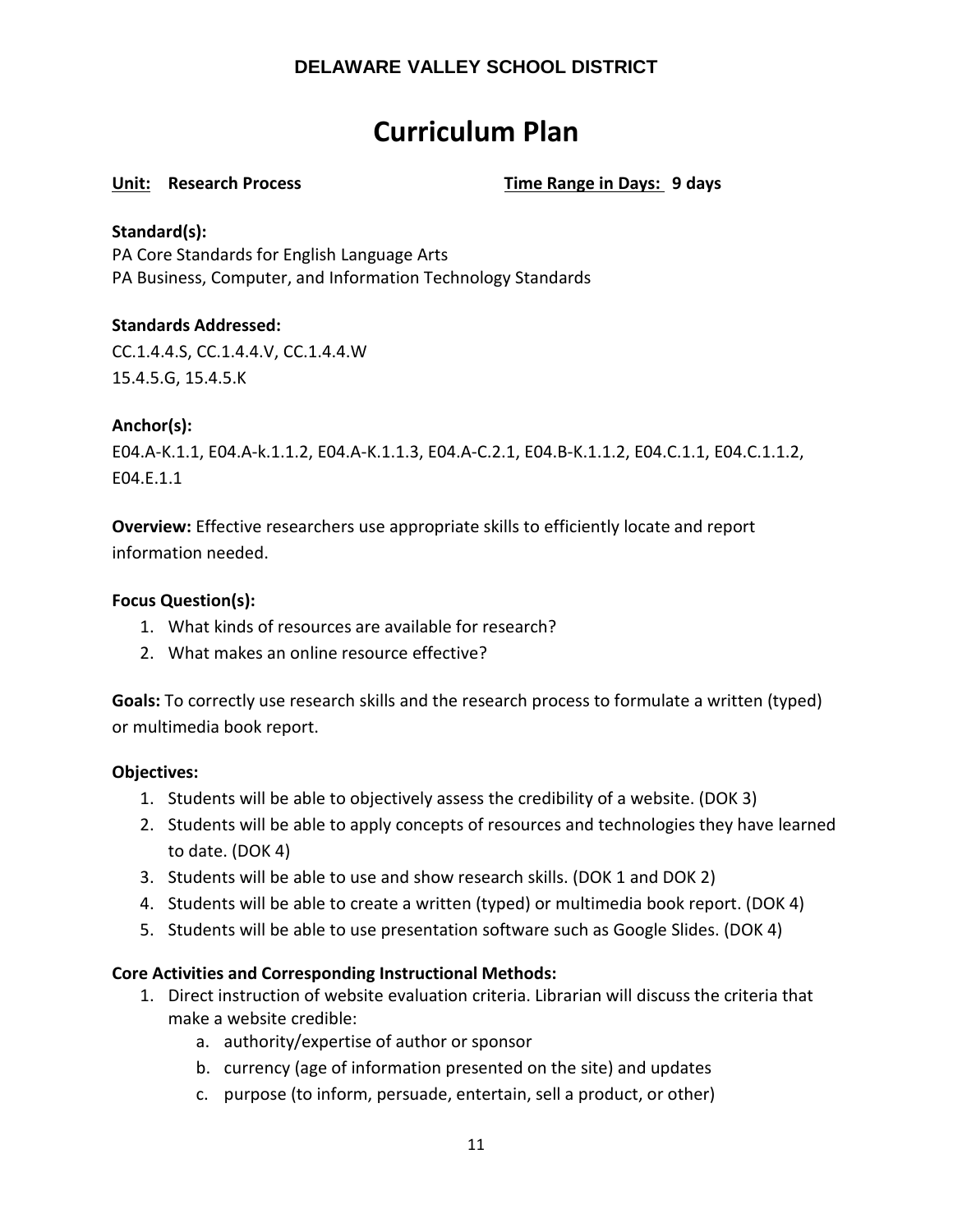**DELAWARE VALLEY SCHOOL DISTRICT**

# Curriculum Plan

**Unit: Research Process** **Time Range in Days: 9 days**

**Standard(s):**
PA Core Standards for English Language Arts
PA Business, Computer, and Information Technology Standards

**Standards Addressed:**
CC.1.4.4.S, CC.1.4.4.V, CC.1.4.4.W
15.4.5.G, 15.4.5.K

**Anchor(s):**
E04.A-K.1.1, E04.A-k.1.1.2, E04.A-K.1.1.3, E04.A-C.2.1, E04.B-K.1.1.2, E04.C.1.1, E04.C.1.1.2, E04.E.1.1

**Overview:** Effective researchers use appropriate skills to efficiently locate and report information needed.

**Focus Question(s):**

1. What kinds of resources are available for research?
2. What makes an online resource effective?

**Goals:** To correctly use research skills and the research process to formulate a written (typed) or multimedia book report.

**Objectives:**

1. Students will be able to objectively assess the credibility of a website. (DOK 3)
2. Students will be able to apply concepts of resources and technologies they have learned to date. (DOK 4)
3. Students will be able to use and show research skills. (DOK 1 and DOK 2)
4. Students will be able to create a written (typed) or multimedia book report. (DOK 4)
5. Students will be able to use presentation software such as Google Slides. (DOK 4)

**Core Activities and Corresponding Instructional Methods:**

1. Direct instruction of website evaluation criteria. Librarian will discuss the criteria that make a website credible:
   a. authority/expertise of author or sponsor
   b. currency (age of information presented on the site) and updates
   c. purpose (to inform, persuade, entertain, sell a product, or other)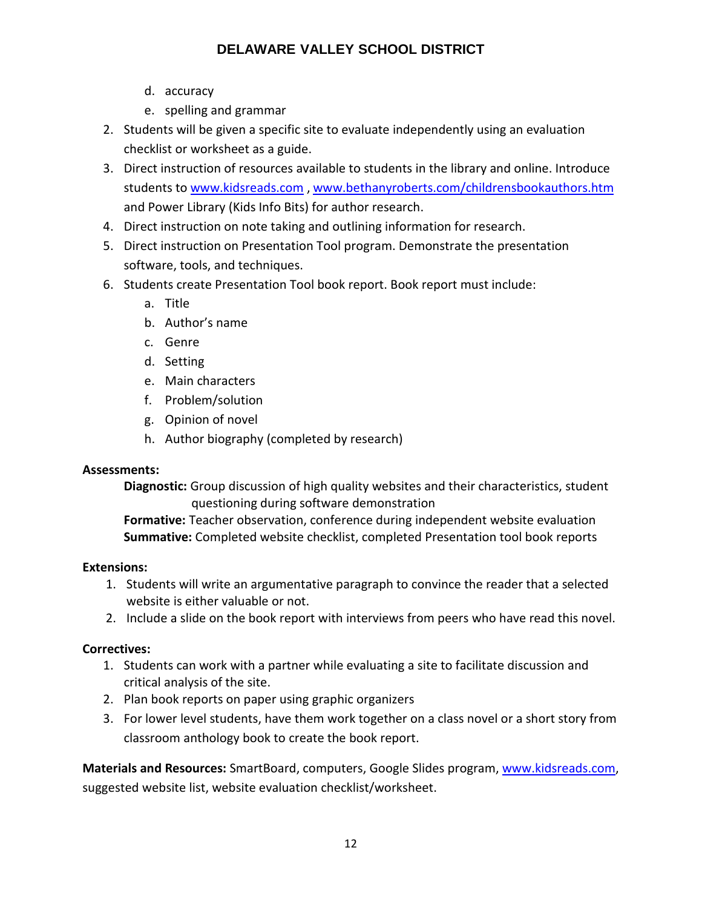d. accuracy
   e. spelling and grammar
2. Students will be given a specific site to evaluate independently using an evaluation checklist or worksheet as a guide.
3. Direct instruction of resources available to students in the library and online. Introduce students to www.kidsreads.com , www.bethanyroberts.com/childrensbookauthors.htm and Power Library (Kids Info Bits) for author research.
4. Direct instruction on note taking and outlining information for research.
5. Direct instruction on Presentation Tool program. Demonstrate the presentation software, tools, and techniques.
6. Students create Presentation Tool book report. Book report must include:
   a. Title
   b. Author's name
   c. Genre
   d. Setting
   e. Main characters
   f. Problem/solution
   g. Opinion of novel
   h. Author biography (completed by research)

**Assessments:**

**Diagnostic:** Group discussion of high quality websites and their characteristics, student questioning during software demonstration

**Formative:** Teacher observation, conference during independent website evaluation

**Summative:** Completed website checklist, completed Presentation tool book reports

**Extensions:**

1. Students will write an argumentative paragraph to convince the reader that a selected website is either valuable or not.
2. Include a slide on the book report with interviews from peers who have read this novel.

**Correctives:**

1. Students can work with a partner while evaluating a site to facilitate discussion and critical analysis of the site.
2. Plan book reports on paper using graphic organizers
3. For lower level students, have them work together on a class novel or a short story from classroom anthology book to create the book report.

**Materials and Resources:** SmartBoard, computers, Google Slides program, www.kidsreads.com, suggested website list, website evaluation checklist/worksheet.